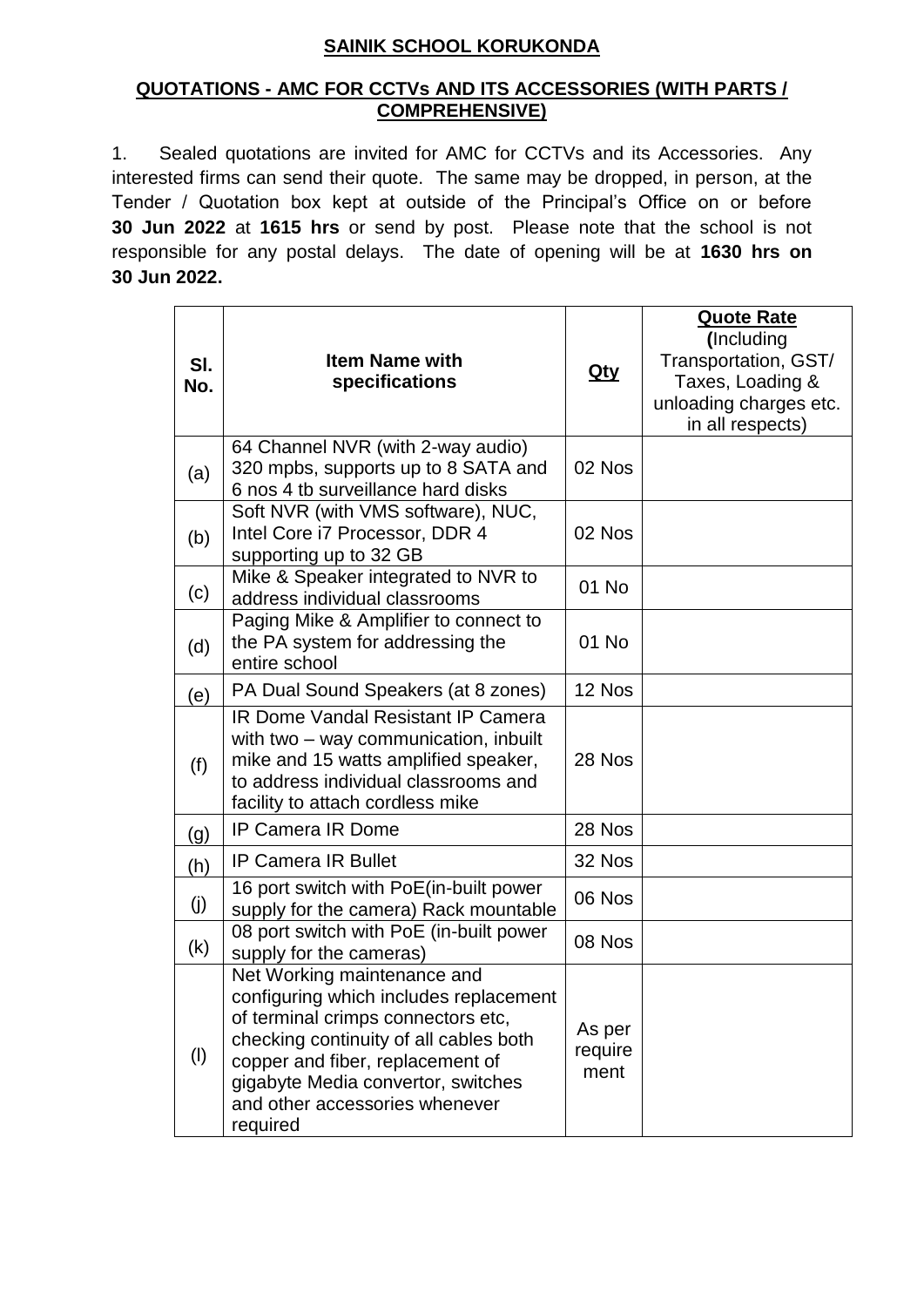**SAINIK SCHOOL KORUKONDA**

**QUOTATIONS - AMC FOR CCTVs AND ITS ACCESSORIES (WITH PARTS / COMPREHENSIVE)**

1. Sealed quotations are invited for AMC for CCTVs and its Accessories. Any interested firms can send their quote. The same may be dropped, in person, at the Tender / Quotation box kept at outside of the Principal's Office on or before **30 Jun 2022** at **1615 hrs** or send by post. Please note that the school is not responsible for any postal delays. The date of opening will be at **1630 hrs on 30 Jun 2022.**

| **Sl. No.** | **Item Name with specifications** | **Qty** | **Quote Rate** (Including Transportation, GST/ Taxes, Loading & unloading charges etc. in all respects) |
|---|---|---|---|
| (a) | 64 Channel NVR (with 2-way audio) 320 mpbs, supports up to 8 SATA and 6 nos 4 tb surveillance hard disks | 02 Nos | |
| (b) | Soft NVR (with VMS software), NUC, Intel Core i7 Processor, DDR 4 supporting up to 32 GB | 02 Nos | |
| (c) | Mike & Speaker integrated to NVR to address individual classrooms | 01 No | |
| (d) | Paging Mike & Amplifier to connect to the PA system for addressing the entire school | 01 No | |
| (e) | PA Dual Sound Speakers (at 8 zones) | 12 Nos | |
| (f) | IR Dome Vandal Resistant IP Camera with two – way communication, inbuilt mike and 15 watts amplified speaker, to address individual classrooms and facility to attach cordless mike | 28 Nos | |
| (g) | IP Camera IR Dome | 28 Nos | |
| (h) | IP Camera IR Bullet | 32 Nos | |
| (j) | 16 port switch with PoE(in-built power supply for the camera) Rack mountable | 06 Nos | |
| (k) | 08 port switch with PoE (in-built power supply for the cameras) | 08 Nos | |
| (l) | Net Working maintenance and configuring which includes replacement of terminal crimps connectors etc, checking continuity of all cables both copper and fiber, replacement of gigabyte Media convertor, switches and other accessories whenever required | As per requirement | |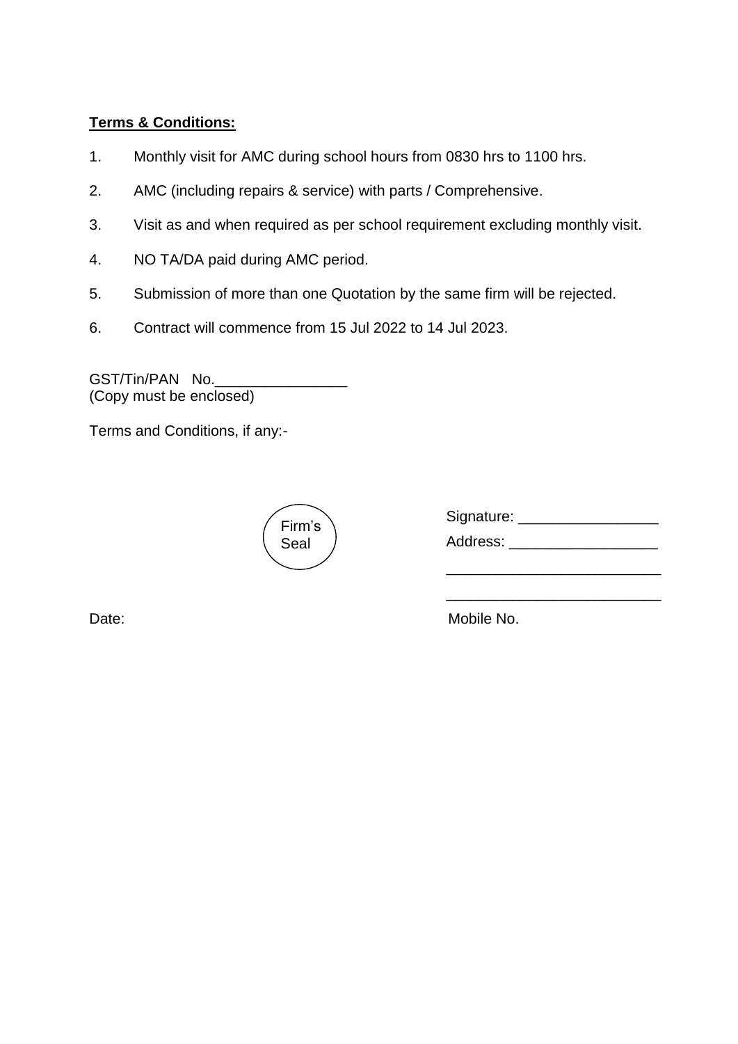**Terms & Conditions:**

1. Monthly visit for AMC during school hours from 0830 hrs to 1100 hrs.
2. AMC (including repairs & service) with parts / Comprehensive.
3. Visit as and when required as per school requirement excluding monthly visit.
4. NO TA/DA paid during AMC period.
5. Submission of more than one Quotation by the same firm will be rejected.
6. Contract will commence from 15 Jul 2022 to 14 Jul 2023.

GST/Tin/PAN No.________________
(Copy must be enclosed)

Terms and Conditions, if any:-

Firm's Seal

Signature: _________________

Address: __________________

__________________________

__________________________

Date:

Mobile No.